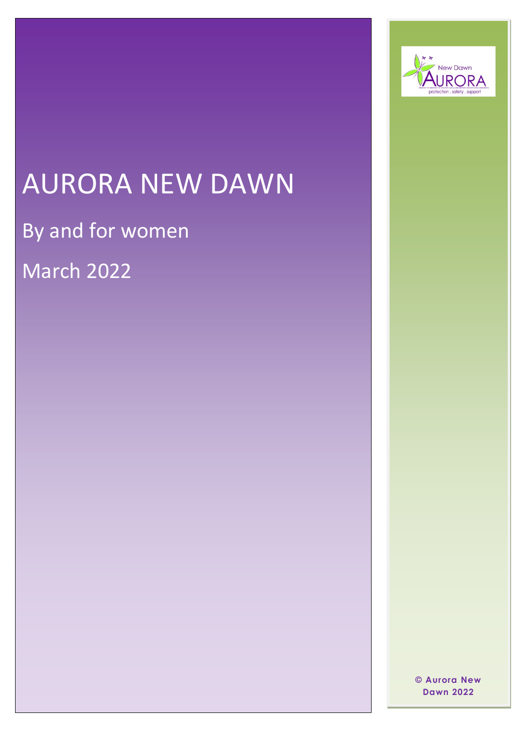# AURORA NEW DAWN

By and for women

March 2022

New Dawn
AURORA
protection . safety . support

© Aurora New Dawn 2022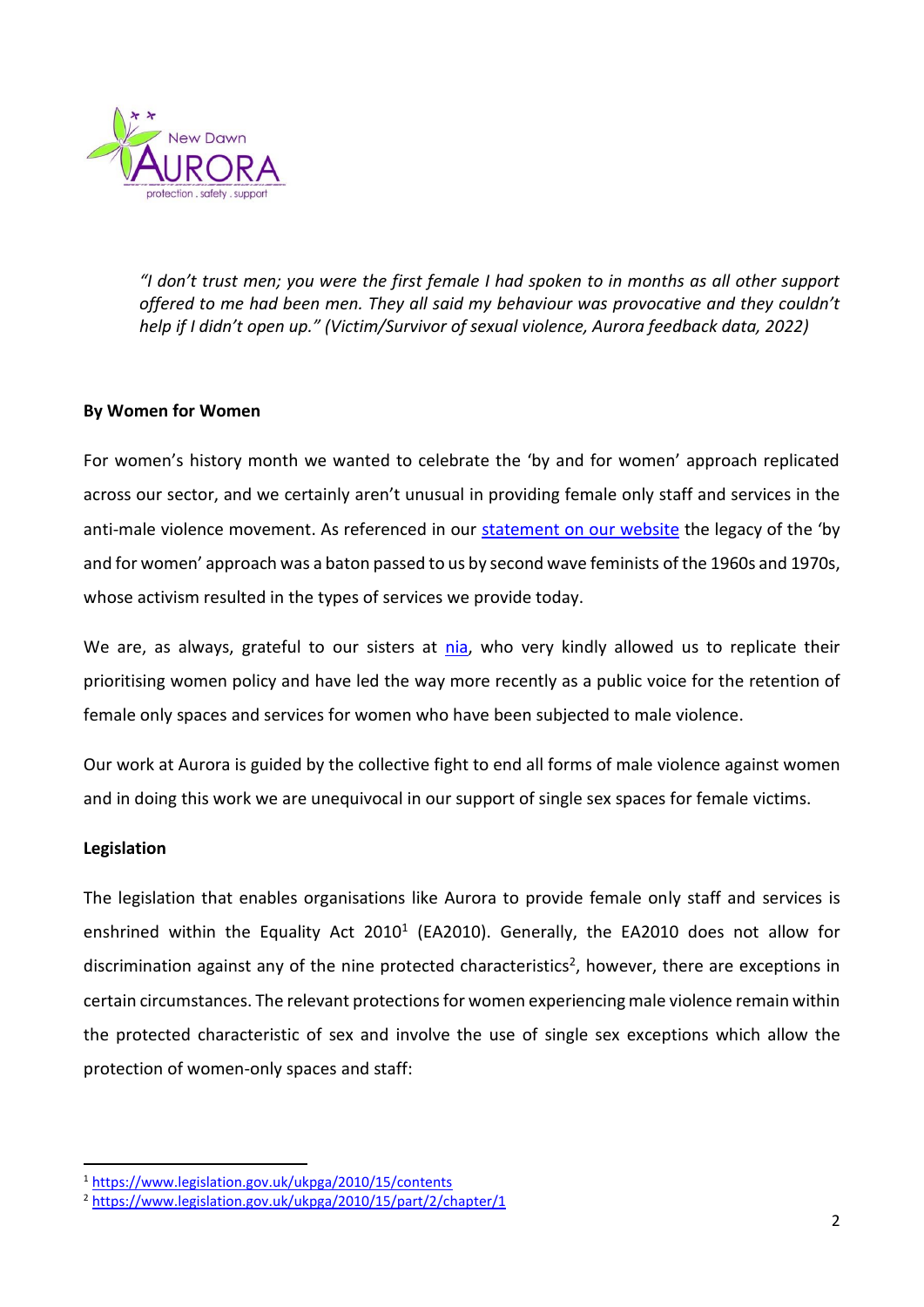*"I don't trust men; you were the first female I had spoken to in months as all other support offered to me had been men. They all said my behaviour was provocative and they couldn't help if I didn't open up." (Victim/Survivor of sexual violence, Aurora feedback data, 2022)*

**By Women for Women**

For women's history month we wanted to celebrate the 'by and for women' approach replicated across our sector, and we certainly aren't unusual in providing female only staff and services in the anti-male violence movement. As referenced in our [statement on our website](#) the legacy of the 'by and for women' approach was a baton passed to us by second wave feminists of the 1960s and 1970s, whose activism resulted in the types of services we provide today.

We are, as always, grateful to our sisters at [nia](#), who very kindly allowed us to replicate their prioritising women policy and have led the way more recently as a public voice for the retention of female only spaces and services for women who have been subjected to male violence.

Our work at Aurora is guided by the collective fight to end all forms of male violence against women and in doing this work we are unequivocal in our support of single sex spaces for female victims.

**Legislation**

The legislation that enables organisations like Aurora to provide female only staff and services is enshrined within the Equality Act 2010[1] (EA2010). Generally, the EA2010 does not allow for discrimination against any of the nine protected characteristics[2], however, there are exceptions in certain circumstances. The relevant protections for women experiencing male violence remain within the protected characteristic of sex and involve the use of single sex exceptions which allow the protection of women-only spaces and staff:

---

[1] https://www.legislation.gov.uk/ukpga/2010/15/contents

[2] https://www.legislation.gov.uk/ukpga/2010/15/part/2/chapter/1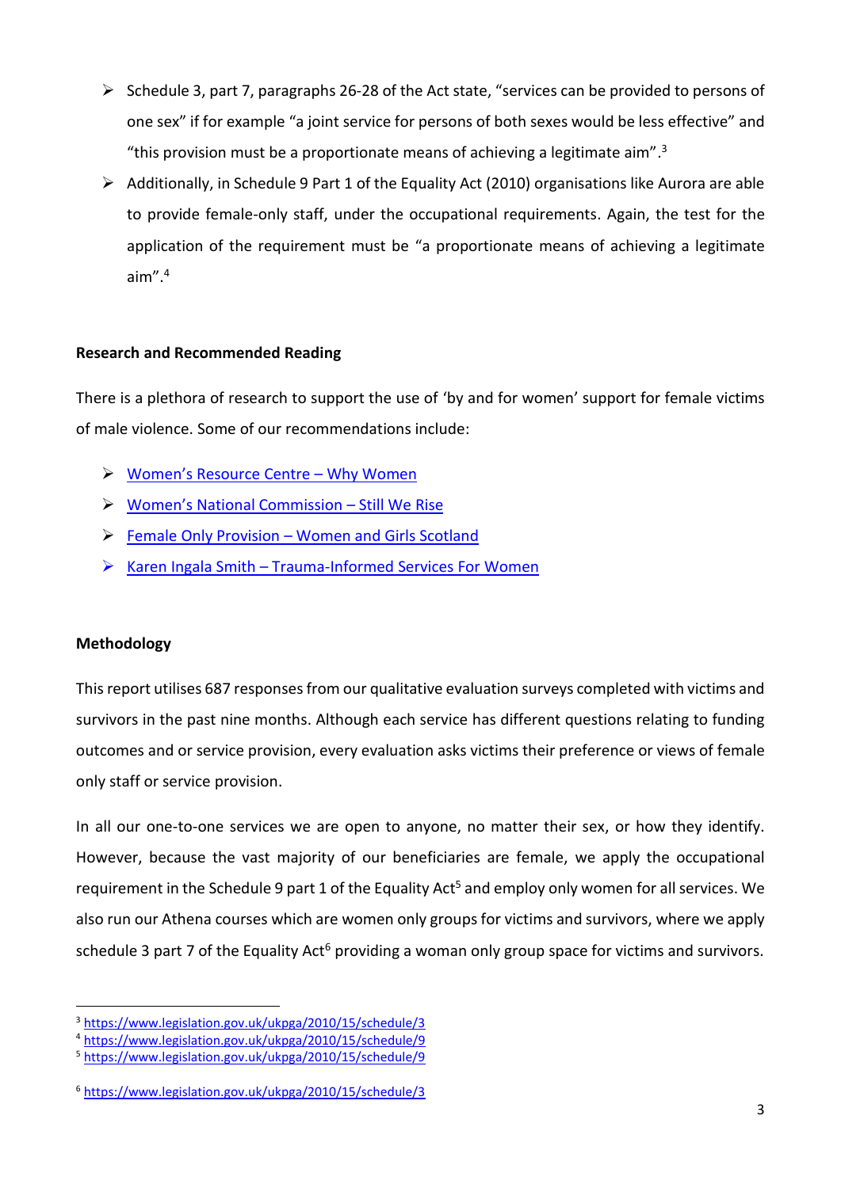- Schedule 3, part 7, paragraphs 26-28 of the Act state, "services can be provided to persons of one sex" if for example "a joint service for persons of both sexes would be less effective" and "this provision must be a proportionate means of achieving a legitimate aim".[3]
- Additionally, in Schedule 9 Part 1 of the Equality Act (2010) organisations like Aurora are able to provide female-only staff, under the occupational requirements. Again, the test for the application of the requirement must be "a proportionate means of achieving a legitimate aim".[4]

**Research and Recommended Reading**

There is a plethora of research to support the use of 'by and for women' support for female victims of male violence. Some of our recommendations include:

- Women's Resource Centre – Why Women
- Women's National Commission – Still We Rise
- Female Only Provision – Women and Girls Scotland
- Karen Ingala Smith – Trauma-Informed Services For Women

**Methodology**

This report utilises 687 responses from our qualitative evaluation surveys completed with victims and survivors in the past nine months. Although each service has different questions relating to funding outcomes and or service provision, every evaluation asks victims their preference or views of female only staff or service provision.

In all our one-to-one services we are open to anyone, no matter their sex, or how they identify. However, because the vast majority of our beneficiaries are female, we apply the occupational requirement in the Schedule 9 part 1 of the Equality Act[5] and employ only women for all services. We also run our Athena courses which are women only groups for victims and survivors, where we apply schedule 3 part 7 of the Equality Act[6] providing a woman only group space for victims and survivors.

---

[3] https://www.legislation.gov.uk/ukpga/2010/15/schedule/3

[4] https://www.legislation.gov.uk/ukpga/2010/15/schedule/9

[5] https://www.legislation.gov.uk/ukpga/2010/15/schedule/9

[6] https://www.legislation.gov.uk/ukpga/2010/15/schedule/3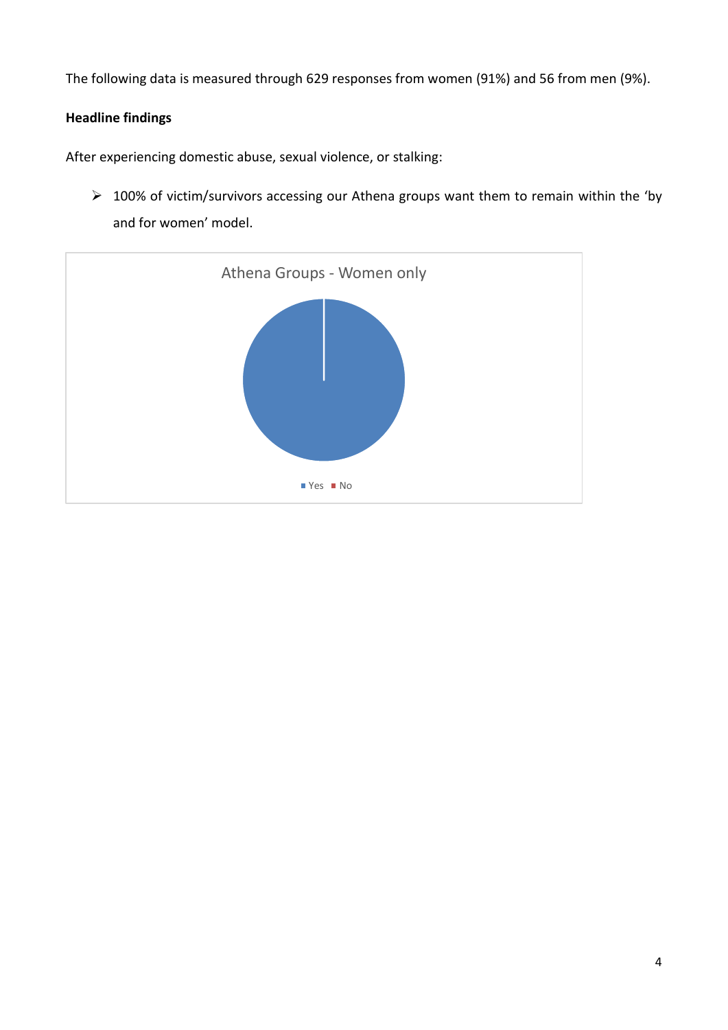The following data is measured through 629 responses from women (91%) and 56 from men (9%).

**Headline findings**

After experiencing domestic abuse, sexual violence, or stalking:

- 100% of victim/survivors accessing our Athena groups want them to remain within the 'by and for women' model.

Athena Groups - Women only

Yes No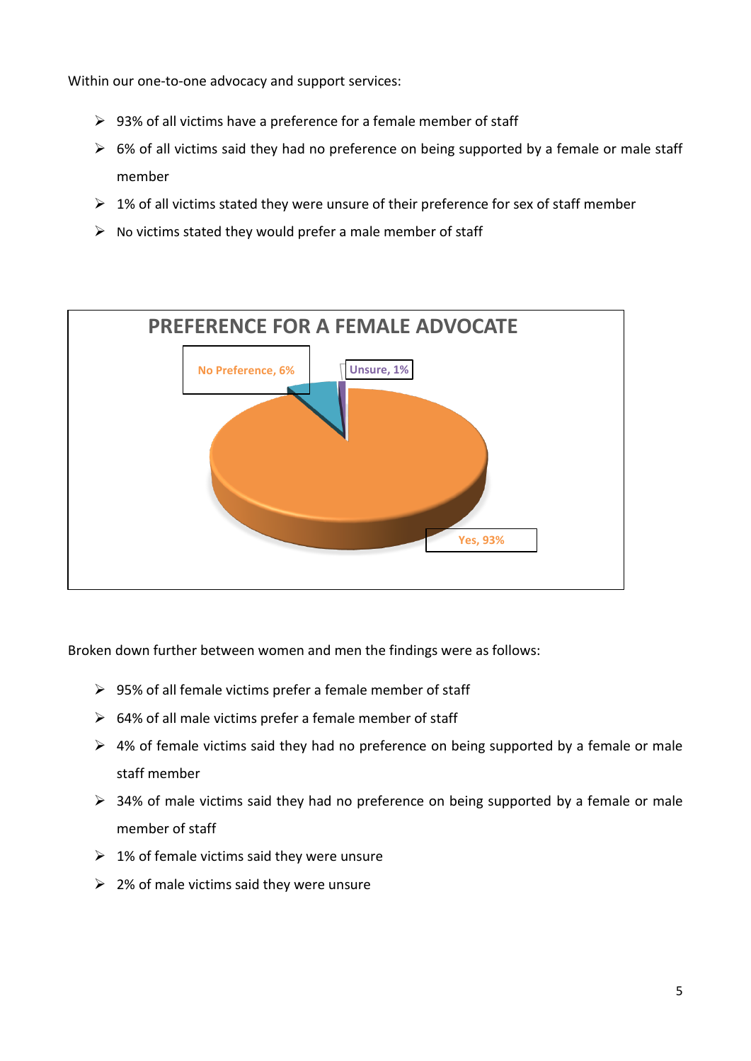Within our one-to-one advocacy and support services:

- 93% of all victims have a preference for a female member of staff
- 6% of all victims said they had no preference on being supported by a female or male staff member
- 1% of all victims stated they were unsure of their preference for sex of staff member
- No victims stated they would prefer a male member of staff

**PREFERENCE FOR A FEMALE ADVOCATE**

No Preference, 6%

Unsure, 1%

Yes, 93%

Broken down further between women and men the findings were as follows:

- 95% of all female victims prefer a female member of staff
- 64% of all male victims prefer a female member of staff
- 4% of female victims said they had no preference on being supported by a female or male staff member
- 34% of male victims said they had no preference on being supported by a female or male member of staff
- 1% of female victims said they were unsure
- 2% of male victims said they were unsure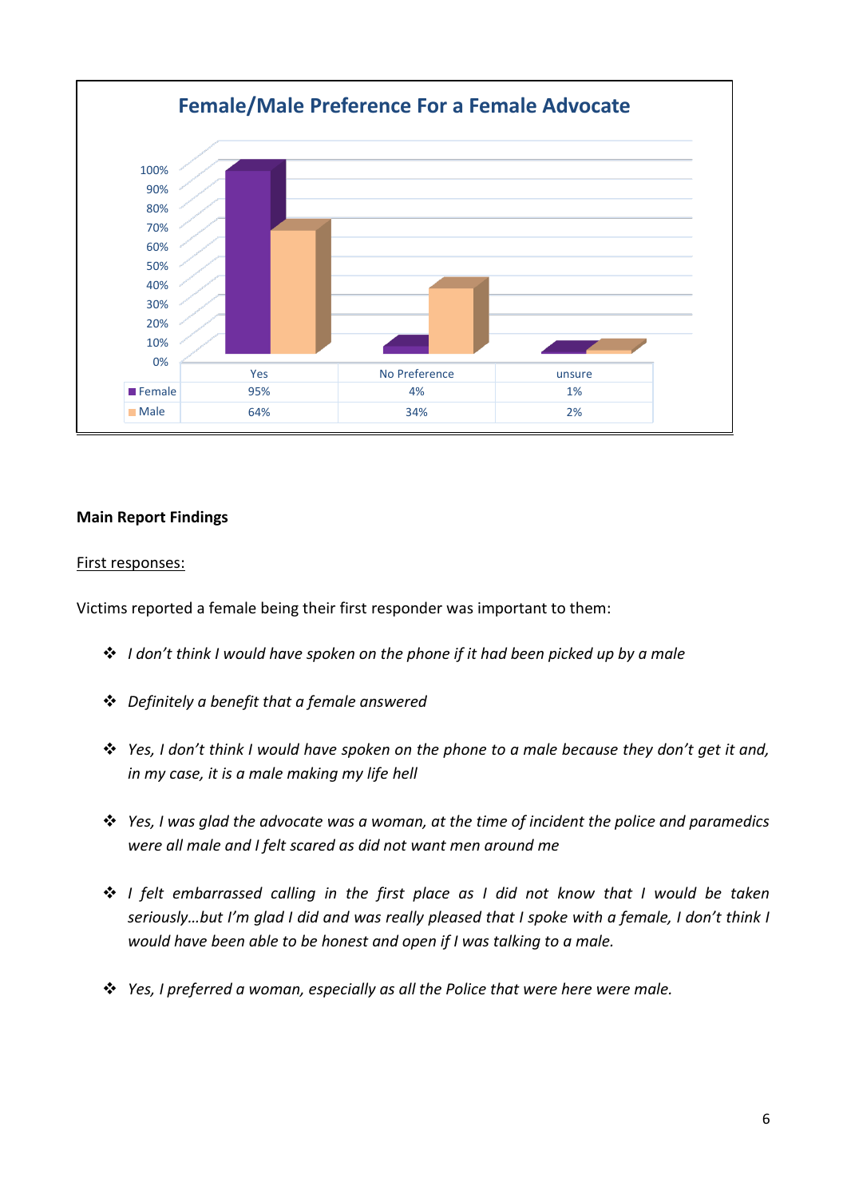**Female/Male Preference For a Female Advocate**

| | Yes | No Preference | unsure |
|---|---|---|---|
| Female | 95% | 4% | 1% |
| Male | 64% | 34% | 2% |

**Main Report Findings**

<u>First responses:</u>

Victims reported a female being their first responder was important to them:

- *I don't think I would have spoken on the phone if it had been picked up by a male*
- *Definitely a benefit that a female answered*
- *Yes, I don't think I would have spoken on the phone to a male because they don't get it and, in my case, it is a male making my life hell*
- *Yes, I was glad the advocate was a woman, at the time of incident the police and paramedics were all male and I felt scared as did not want men around me*
- *I felt embarrassed calling in the first place as I did not know that I would be taken seriously…but I'm glad I did and was really pleased that I spoke with a female, I don't think I would have been able to be honest and open if I was talking to a male.*
- *Yes, I preferred a woman, especially as all the Police that were here were male.*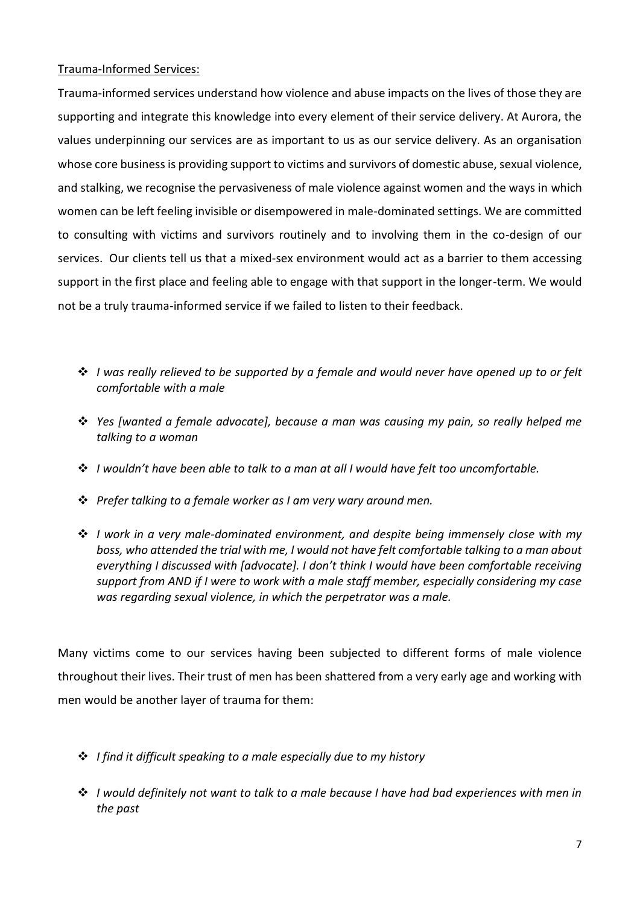Trauma-Informed Services:

Trauma-informed services understand how violence and abuse impacts on the lives of those they are supporting and integrate this knowledge into every element of their service delivery. At Aurora, the values underpinning our services are as important to us as our service delivery. As an organisation whose core business is providing support to victims and survivors of domestic abuse, sexual violence, and stalking, we recognise the pervasiveness of male violence against women and the ways in which women can be left feeling invisible or disempowered in male-dominated settings. We are committed to consulting with victims and survivors routinely and to involving them in the co-design of our services. Our clients tell us that a mixed-sex environment would act as a barrier to them accessing support in the first place and feeling able to engage with that support in the longer-term. We would not be a truly trauma-informed service if we failed to listen to their feedback.

- *I was really relieved to be supported by a female and would never have opened up to or felt comfortable with a male*
- *Yes [wanted a female advocate], because a man was causing my pain, so really helped me talking to a woman*
- *I wouldn't have been able to talk to a man at all I would have felt too uncomfortable.*
- *Prefer talking to a female worker as I am very wary around men.*
- *I work in a very male-dominated environment, and despite being immensely close with my boss, who attended the trial with me, I would not have felt comfortable talking to a man about everything I discussed with [advocate]. I don't think I would have been comfortable receiving support from AND if I were to work with a male staff member, especially considering my case was regarding sexual violence, in which the perpetrator was a male.*

Many victims come to our services having been subjected to different forms of male violence throughout their lives. Their trust of men has been shattered from a very early age and working with men would be another layer of trauma for them:

- *I find it difficult speaking to a male especially due to my history*
- *I would definitely not want to talk to a male because I have had bad experiences with men in the past*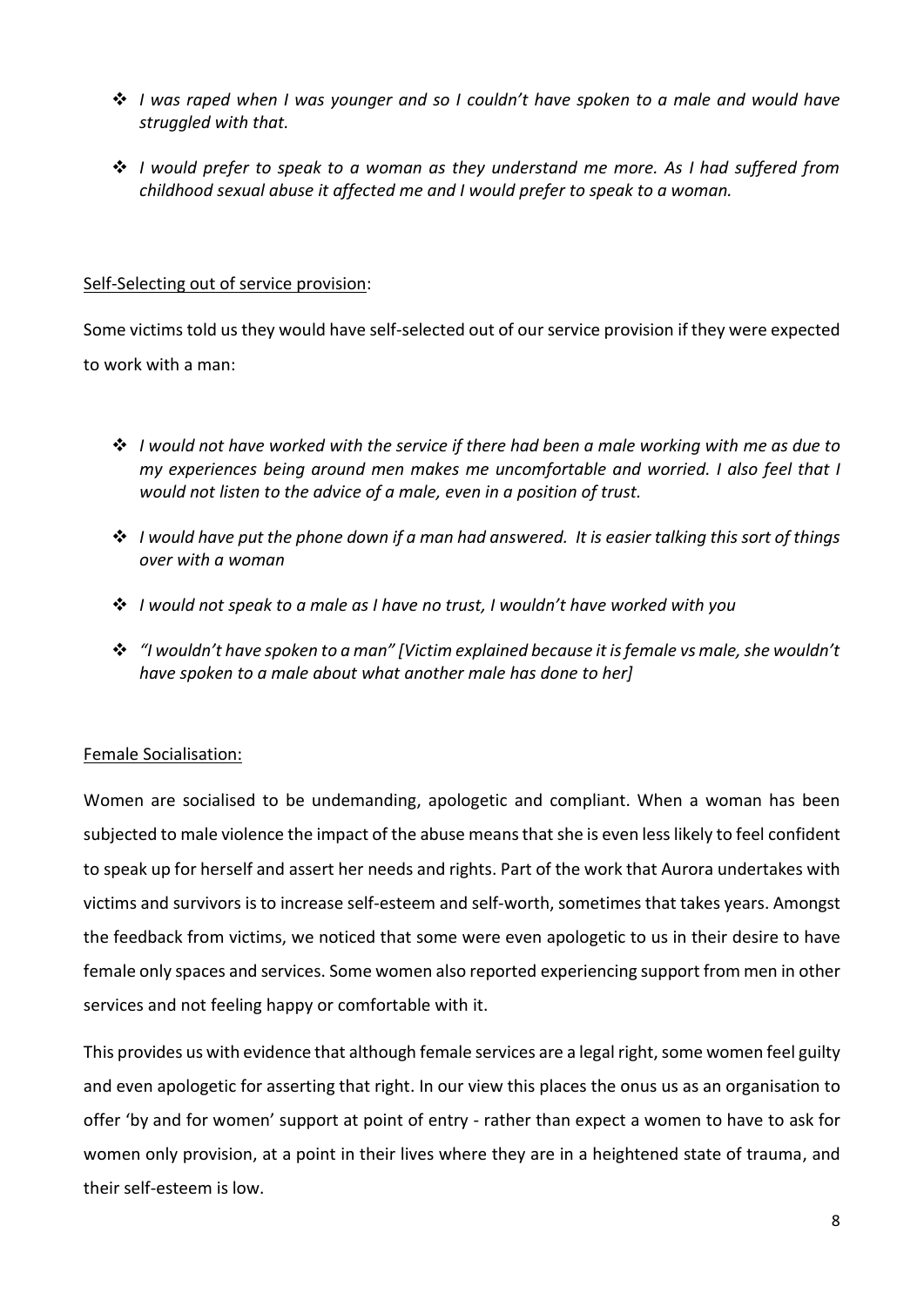- *I was raped when I was younger and so I couldn't have spoken to a male and would have struggled with that.*

- *I would prefer to speak to a woman as they understand me more. As I had suffered from childhood sexual abuse it affected me and I would prefer to speak to a woman.*

<u>Self-Selecting out of service provision</u>:

Some victims told us they would have self-selected out of our service provision if they were expected to work with a man:

- *I would not have worked with the service if there had been a male working with me as due to my experiences being around men makes me uncomfortable and worried. I also feel that I would not listen to the advice of a male, even in a position of trust.*

- *I would have put the phone down if a man had answered. It is easier talking this sort of things over with a woman*

- *I would not speak to a male as I have no trust, I wouldn't have worked with you*

- *"I wouldn't have spoken to a man" [Victim explained because it is female vs male, she wouldn't have spoken to a male about what another male has done to her]*

<u>Female Socialisation:</u>

Women are socialised to be undemanding, apologetic and compliant. When a woman has been subjected to male violence the impact of the abuse means that she is even less likely to feel confident to speak up for herself and assert her needs and rights. Part of the work that Aurora undertakes with victims and survivors is to increase self-esteem and self-worth, sometimes that takes years. Amongst the feedback from victims, we noticed that some were even apologetic to us in their desire to have female only spaces and services. Some women also reported experiencing support from men in other services and not feeling happy or comfortable with it.

This provides us with evidence that although female services are a legal right, some women feel guilty and even apologetic for asserting that right. In our view this places the onus us as an organisation to offer 'by and for women' support at point of entry - rather than expect a women to have to ask for women only provision, at a point in their lives where they are in a heightened state of trauma, and their self-esteem is low.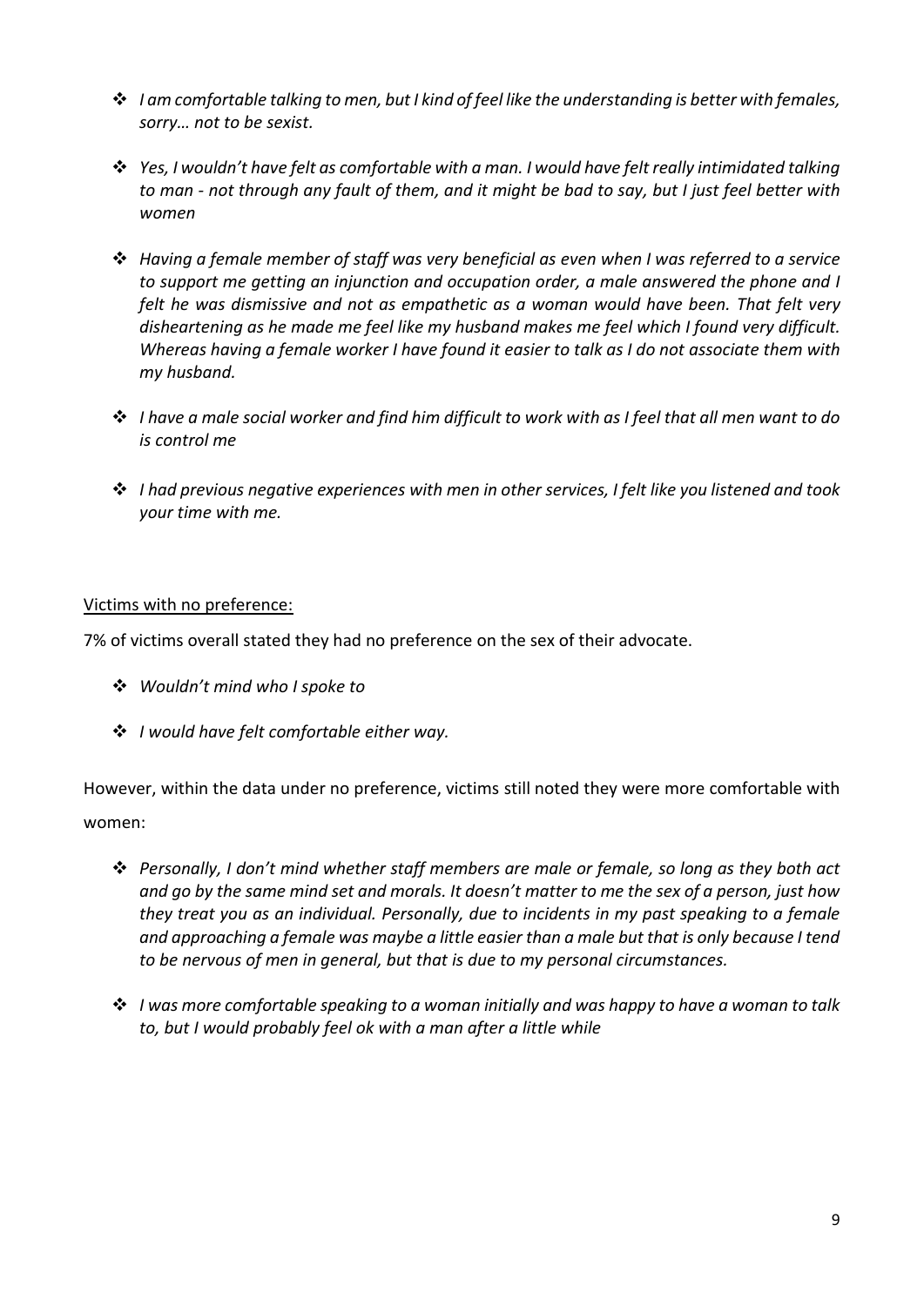- *I am comfortable talking to men, but I kind of feel like the understanding is better with females, sorry… not to be sexist.*

- *Yes, I wouldn't have felt as comfortable with a man. I would have felt really intimidated talking to man - not through any fault of them, and it might be bad to say, but I just feel better with women*

- *Having a female member of staff was very beneficial as even when I was referred to a service to support me getting an injunction and occupation order, a male answered the phone and I felt he was dismissive and not as empathetic as a woman would have been. That felt very disheartening as he made me feel like my husband makes me feel which I found very difficult. Whereas having a female worker I have found it easier to talk as I do not associate them with my husband.*

- *I have a male social worker and find him difficult to work with as I feel that all men want to do is control me*

- *I had previous negative experiences with men in other services, I felt like you listened and took your time with me.*

<u>Victims with no preference:</u>

7% of victims overall stated they had no preference on the sex of their advocate.

- *Wouldn't mind who I spoke to*

- *I would have felt comfortable either way.*

However, within the data under no preference, victims still noted they were more comfortable with women:

- *Personally, I don't mind whether staff members are male or female, so long as they both act and go by the same mind set and morals. It doesn't matter to me the sex of a person, just how they treat you as an individual. Personally, due to incidents in my past speaking to a female and approaching a female was maybe a little easier than a male but that is only because I tend to be nervous of men in general, but that is due to my personal circumstances.*

- *I was more comfortable speaking to a woman initially and was happy to have a woman to talk to, but I would probably feel ok with a man after a little while*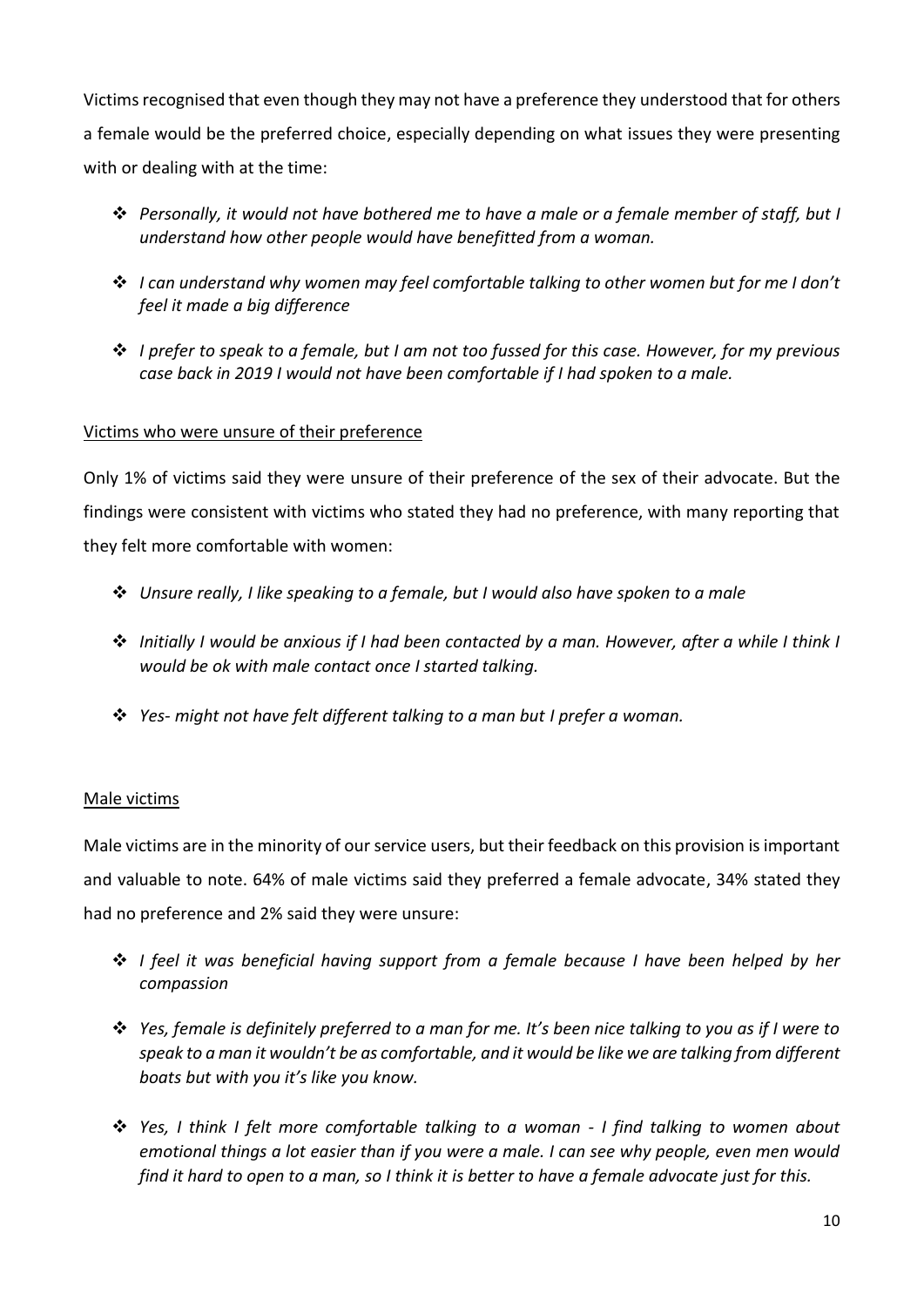Victims recognised that even though they may not have a preference they understood that for others a female would be the preferred choice, especially depending on what issues they were presenting with or dealing with at the time:

- *Personally, it would not have bothered me to have a male or a female member of staff, but I understand how other people would have benefitted from a woman.*
- *I can understand why women may feel comfortable talking to other women but for me I don't feel it made a big difference*
- *I prefer to speak to a female, but I am not too fussed for this case. However, for my previous case back in 2019 I would not have been comfortable if I had spoken to a male.*

<u>Victims who were unsure of their preference</u>

Only 1% of victims said they were unsure of their preference of the sex of their advocate. But the findings were consistent with victims who stated they had no preference, with many reporting that they felt more comfortable with women:

- *Unsure really, I like speaking to a female, but I would also have spoken to a male*
- *Initially I would be anxious if I had been contacted by a man. However, after a while I think I would be ok with male contact once I started talking.*
- *Yes- might not have felt different talking to a man but I prefer a woman.*

<u>Male victims</u>

Male victims are in the minority of our service users, but their feedback on this provision is important and valuable to note. 64% of male victims said they preferred a female advocate, 34% stated they had no preference and 2% said they were unsure:

- *I feel it was beneficial having support from a female because I have been helped by her compassion*
- *Yes, female is definitely preferred to a man for me. It's been nice talking to you as if I were to speak to a man it wouldn't be as comfortable, and it would be like we are talking from different boats but with you it's like you know.*
- *Yes, I think I felt more comfortable talking to a woman - I find talking to women about emotional things a lot easier than if you were a male. I can see why people, even men would find it hard to open to a man, so I think it is better to have a female advocate just for this.*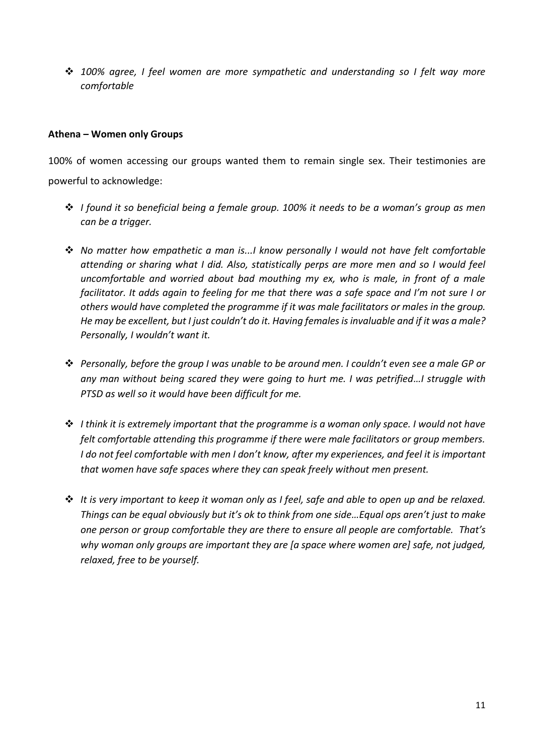- *100% agree, I feel women are more sympathetic and understanding so I felt way more comfortable*

**Athena – Women only Groups**

100% of women accessing our groups wanted them to remain single sex. Their testimonies are powerful to acknowledge:

- *I found it so beneficial being a female group. 100% it needs to be a woman's group as men can be a trigger.*

- *No matter how empathetic a man is...I know personally I would not have felt comfortable attending or sharing what I did. Also, statistically perps are more men and so I would feel uncomfortable and worried about bad mouthing my ex, who is male, in front of a male facilitator. It adds again to feeling for me that there was a safe space and I'm not sure I or others would have completed the programme if it was male facilitators or males in the group. He may be excellent, but I just couldn't do it. Having females is invaluable and if it was a male? Personally, I wouldn't want it.*

- *Personally, before the group I was unable to be around men. I couldn't even see a male GP or any man without being scared they were going to hurt me. I was petrified…I struggle with PTSD as well so it would have been difficult for me.*

- *I think it is extremely important that the programme is a woman only space. I would not have felt comfortable attending this programme if there were male facilitators or group members. I do not feel comfortable with men I don't know, after my experiences, and feel it is important that women have safe spaces where they can speak freely without men present.*

- *It is very important to keep it woman only as I feel, safe and able to open up and be relaxed. Things can be equal obviously but it's ok to think from one side…Equal ops aren't just to make one person or group comfortable they are there to ensure all people are comfortable. That's why woman only groups are important they are [a space where women are] safe, not judged, relaxed, free to be yourself.*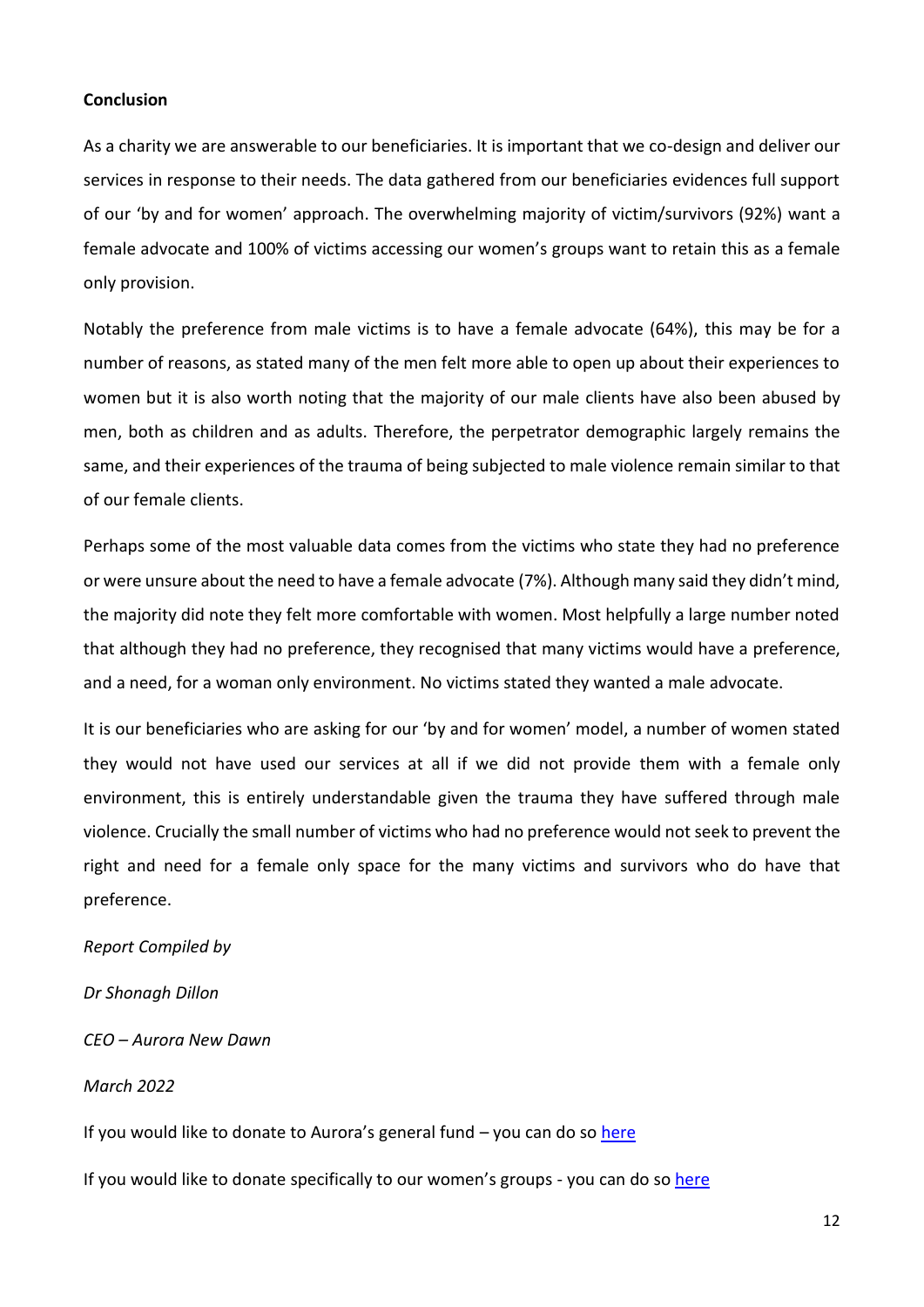**Conclusion**

As a charity we are answerable to our beneficiaries. It is important that we co-design and deliver our services in response to their needs. The data gathered from our beneficiaries evidences full support of our 'by and for women' approach. The overwhelming majority of victim/survivors (92%) want a female advocate and 100% of victims accessing our women's groups want to retain this as a female only provision.

Notably the preference from male victims is to have a female advocate (64%), this may be for a number of reasons, as stated many of the men felt more able to open up about their experiences to women but it is also worth noting that the majority of our male clients have also been abused by men, both as children and as adults. Therefore, the perpetrator demographic largely remains the same, and their experiences of the trauma of being subjected to male violence remain similar to that of our female clients.

Perhaps some of the most valuable data comes from the victims who state they had no preference or were unsure about the need to have a female advocate (7%). Although many said they didn't mind, the majority did note they felt more comfortable with women. Most helpfully a large number noted that although they had no preference, they recognised that many victims would have a preference, and a need, for a woman only environment. No victims stated they wanted a male advocate.

It is our beneficiaries who are asking for our 'by and for women' model, a number of women stated they would not have used our services at all if we did not provide them with a female only environment, this is entirely understandable given the trauma they have suffered through male violence. Crucially the small number of victims who had no preference would not seek to prevent the right and need for a female only space for the many victims and survivors who do have that preference.

*Report Compiled by*

*Dr Shonagh Dillon*

*CEO – Aurora New Dawn*

*March 2022*

If you would like to donate to Aurora's general fund – you can do so here

If you would like to donate specifically to our women's groups - you can do so here